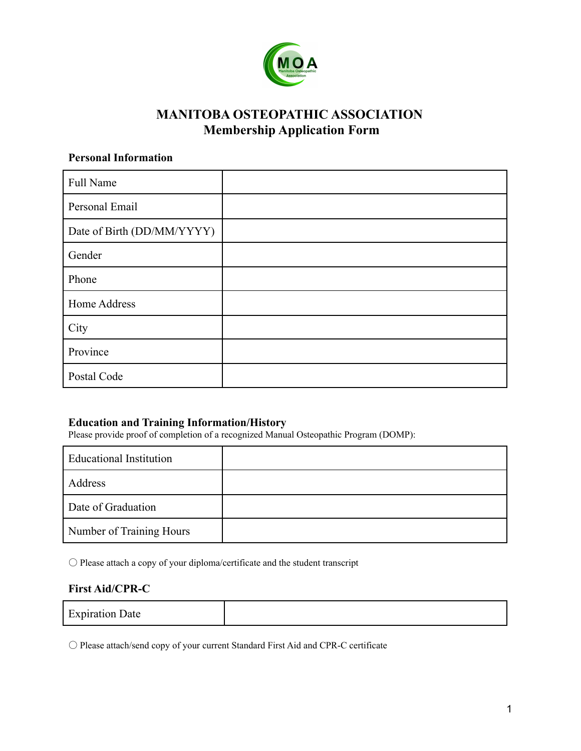# MANITOBA OSTEOPATHIC ASSOCIATION
## Membership Application Form

### Personal Information

| | |
|---|---|
| Full Name | |
| Personal Email | |
| Date of Birth (DD/MM/YYYY) | |
| Gender | |
| Phone | |
| Home Address | |
| City | |
| Province | |
| Postal Code | |

### Education and Training Information/History

Please provide proof of completion of a recognized Manual Osteopathic Program (DOMP):

| | |
|---|---|
| Educational Institution | |
| Address | |
| Date of Graduation | |
| Number of Training Hours | |

○ Please attach a copy of your diploma/certificate and the student transcript

### First Aid/CPR-C

| | |
|---|---|
| Expiration Date | |

○ Please attach/send copy of your current Standard First Aid and CPR-C certificate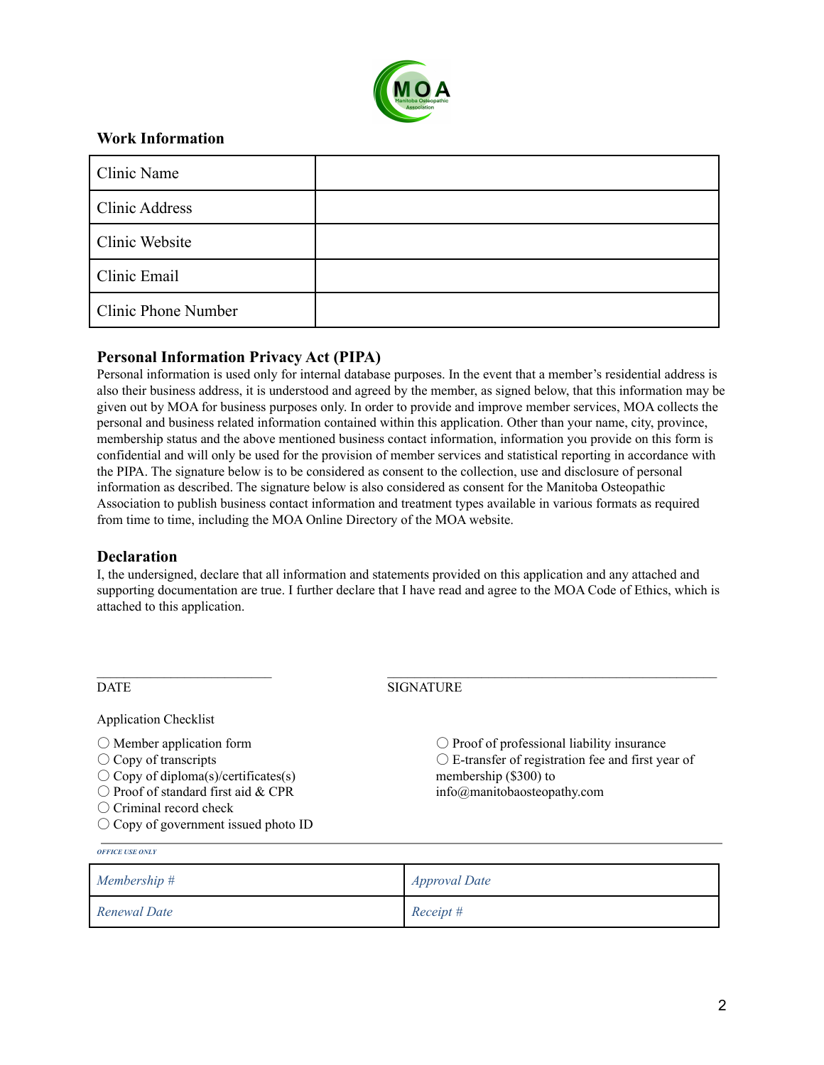## Work Information

| Clinic Name | |
|---|---|
| Clinic Address | |
| Clinic Website | |
| Clinic Email | |
| Clinic Phone Number | |

## Personal Information Privacy Act (PIPA)

Personal information is used only for internal database purposes. In the event that a member's residential address is also their business address, it is understood and agreed by the member, as signed below, that this information may be given out by MOA for business purposes only. In order to provide and improve member services, MOA collects the personal and business related information contained within this application. Other than your name, city, province, membership status and the above mentioned business contact information, information you provide on this form is confidential and will only be used for the provision of member services and statistical reporting in accordance with the PIPA. The signature below is to be considered as consent to the collection, use and disclosure of personal information as described. The signature below is also considered as consent for the Manitoba Osteopathic Association to publish business contact information and treatment types available in various formats as required from time to time, including the MOA Online Directory of the MOA website.

## Declaration

I, the undersigned, declare that all information and statements provided on this application and any attached and supporting documentation are true. I further declare that I have read and agree to the MOA Code of Ethics, which is attached to this application.

\_\_\_\_\_\_\_\_\_\_\_\_\_\_\_\_\_\_\_\_\_\_\_\_\_\_ DATE

\_\_\_\_\_\_\_\_\_\_\_\_\_\_\_\_\_\_\_\_\_\_\_\_\_\_\_\_\_\_\_\_\_\_\_\_\_\_\_\_\_\_\_\_\_\_\_\_ SIGNATURE

Application Checklist

- ○ Member application form
- ○ Copy of transcripts
- ○ Copy of diploma(s)/certificates(s)
- ○ Proof of standard first aid & CPR
- ○ Criminal record check
- ○ Copy of government issued photo ID
- ○ Proof of professional liability insurance
- ○ E-transfer of registration fee and first year of membership ($300) to info@manitobaosteopathy.com

*OFFICE USE ONLY*

| *Membership #* | *Approval Date* |
|---|---|
| *Renewal Date* | *Receipt #* |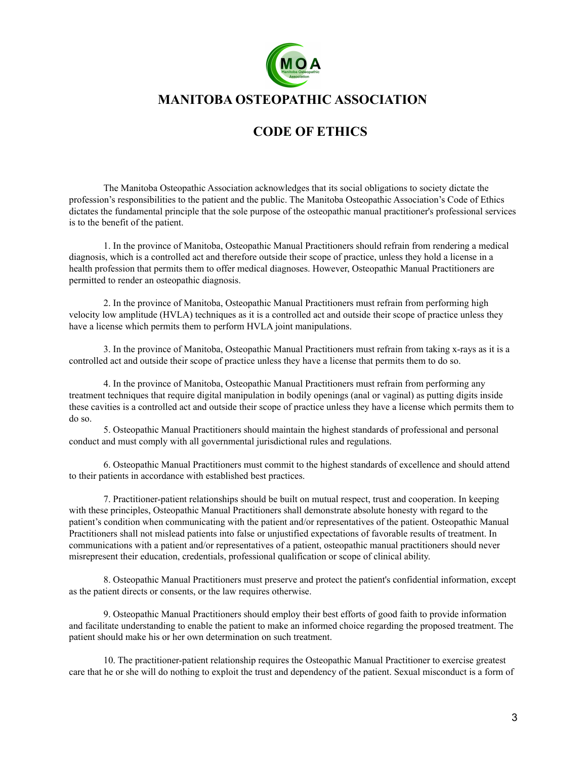# MANITOBA OSTEOPATHIC ASSOCIATION

## CODE OF ETHICS

The Manitoba Osteopathic Association acknowledges that its social obligations to society dictate the profession's responsibilities to the patient and the public. The Manitoba Osteopathic Association's Code of Ethics dictates the fundamental principle that the sole purpose of the osteopathic manual practitioner's professional services is to the benefit of the patient.

1. In the province of Manitoba, Osteopathic Manual Practitioners should refrain from rendering a medical diagnosis, which is a controlled act and therefore outside their scope of practice, unless they hold a license in a health profession that permits them to offer medical diagnoses. However, Osteopathic Manual Practitioners are permitted to render an osteopathic diagnosis.

2. In the province of Manitoba, Osteopathic Manual Practitioners must refrain from performing high velocity low amplitude (HVLA) techniques as it is a controlled act and outside their scope of practice unless they have a license which permits them to perform HVLA joint manipulations.

3. In the province of Manitoba, Osteopathic Manual Practitioners must refrain from taking x-rays as it is a controlled act and outside their scope of practice unless they have a license that permits them to do so.

4. In the province of Manitoba, Osteopathic Manual Practitioners must refrain from performing any treatment techniques that require digital manipulation in bodily openings (anal or vaginal) as putting digits inside these cavities is a controlled act and outside their scope of practice unless they have a license which permits them to do so.

5. Osteopathic Manual Practitioners should maintain the highest standards of professional and personal conduct and must comply with all governmental jurisdictional rules and regulations.

6. Osteopathic Manual Practitioners must commit to the highest standards of excellence and should attend to their patients in accordance with established best practices.

7. Practitioner-patient relationships should be built on mutual respect, trust and cooperation. In keeping with these principles, Osteopathic Manual Practitioners shall demonstrate absolute honesty with regard to the patient's condition when communicating with the patient and/or representatives of the patient. Osteopathic Manual Practitioners shall not mislead patients into false or unjustified expectations of favorable results of treatment. In communications with a patient and/or representatives of a patient, osteopathic manual practitioners should never misrepresent their education, credentials, professional qualification or scope of clinical ability.

8. Osteopathic Manual Practitioners must preserve and protect the patient's confidential information, except as the patient directs or consents, or the law requires otherwise.

9. Osteopathic Manual Practitioners should employ their best efforts of good faith to provide information and facilitate understanding to enable the patient to make an informed choice regarding the proposed treatment. The patient should make his or her own determination on such treatment.

10. The practitioner-patient relationship requires the Osteopathic Manual Practitioner to exercise greatest care that he or she will do nothing to exploit the trust and dependency of the patient. Sexual misconduct is a form of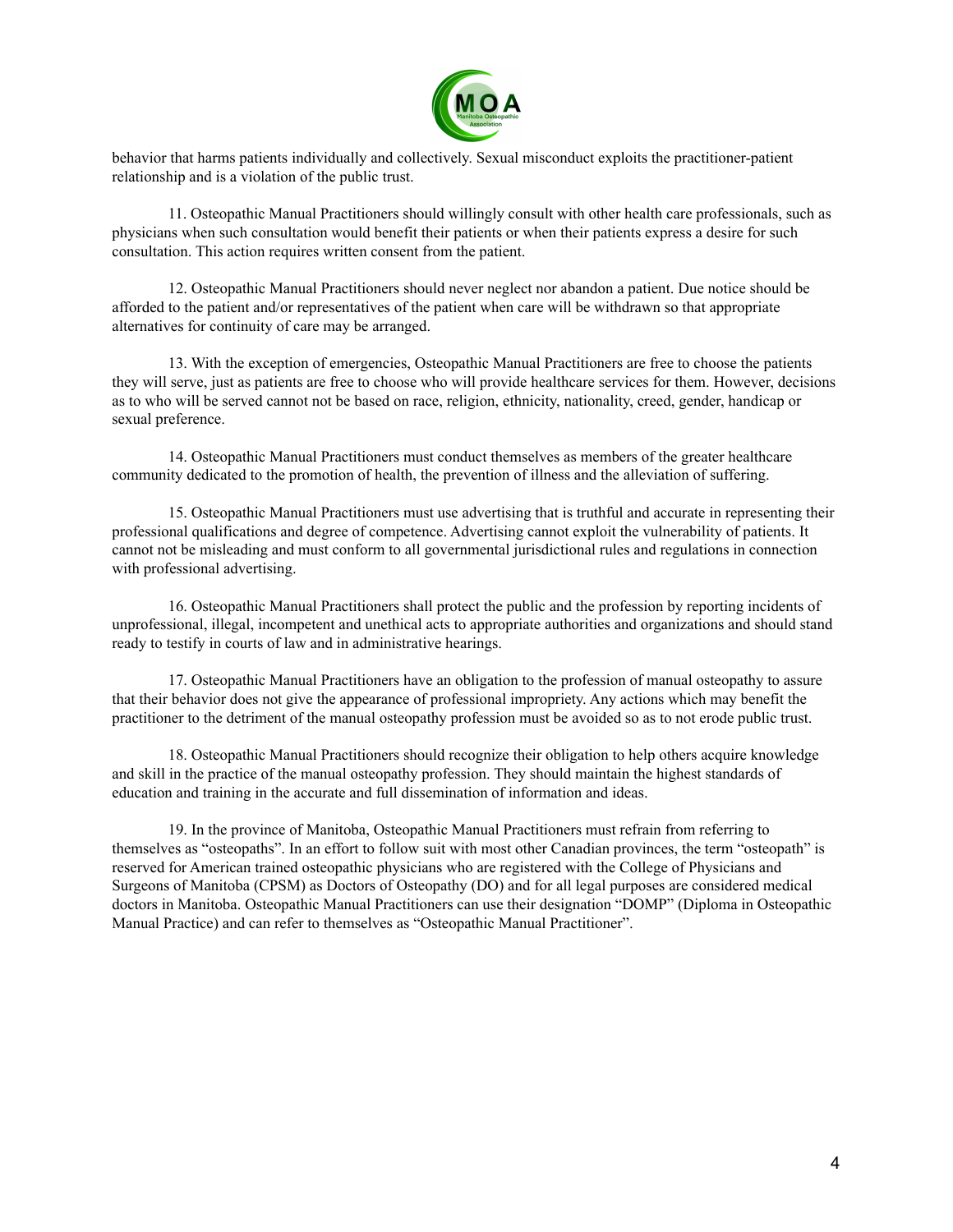behavior that harms patients individually and collectively. Sexual misconduct exploits the practitioner-patient relationship and is a violation of the public trust.

11. Osteopathic Manual Practitioners should willingly consult with other health care professionals, such as physicians when such consultation would benefit their patients or when their patients express a desire for such consultation. This action requires written consent from the patient.

12. Osteopathic Manual Practitioners should never neglect nor abandon a patient. Due notice should be afforded to the patient and/or representatives of the patient when care will be withdrawn so that appropriate alternatives for continuity of care may be arranged.

13. With the exception of emergencies, Osteopathic Manual Practitioners are free to choose the patients they will serve, just as patients are free to choose who will provide healthcare services for them. However, decisions as to who will be served cannot not be based on race, religion, ethnicity, nationality, creed, gender, handicap or sexual preference.

14. Osteopathic Manual Practitioners must conduct themselves as members of the greater healthcare community dedicated to the promotion of health, the prevention of illness and the alleviation of suffering.

15. Osteopathic Manual Practitioners must use advertising that is truthful and accurate in representing their professional qualifications and degree of competence. Advertising cannot exploit the vulnerability of patients. It cannot not be misleading and must conform to all governmental jurisdictional rules and regulations in connection with professional advertising.

16. Osteopathic Manual Practitioners shall protect the public and the profession by reporting incidents of unprofessional, illegal, incompetent and unethical acts to appropriate authorities and organizations and should stand ready to testify in courts of law and in administrative hearings.

17. Osteopathic Manual Practitioners have an obligation to the profession of manual osteopathy to assure that their behavior does not give the appearance of professional impropriety. Any actions which may benefit the practitioner to the detriment of the manual osteopathy profession must be avoided so as to not erode public trust.

18. Osteopathic Manual Practitioners should recognize their obligation to help others acquire knowledge and skill in the practice of the manual osteopathy profession. They should maintain the highest standards of education and training in the accurate and full dissemination of information and ideas.

19. In the province of Manitoba, Osteopathic Manual Practitioners must refrain from referring to themselves as "osteopaths". In an effort to follow suit with most other Canadian provinces, the term "osteopath" is reserved for American trained osteopathic physicians who are registered with the College of Physicians and Surgeons of Manitoba (CPSM) as Doctors of Osteopathy (DO) and for all legal purposes are considered medical doctors in Manitoba. Osteopathic Manual Practitioners can use their designation "DOMP" (Diploma in Osteopathic Manual Practice) and can refer to themselves as "Osteopathic Manual Practitioner".